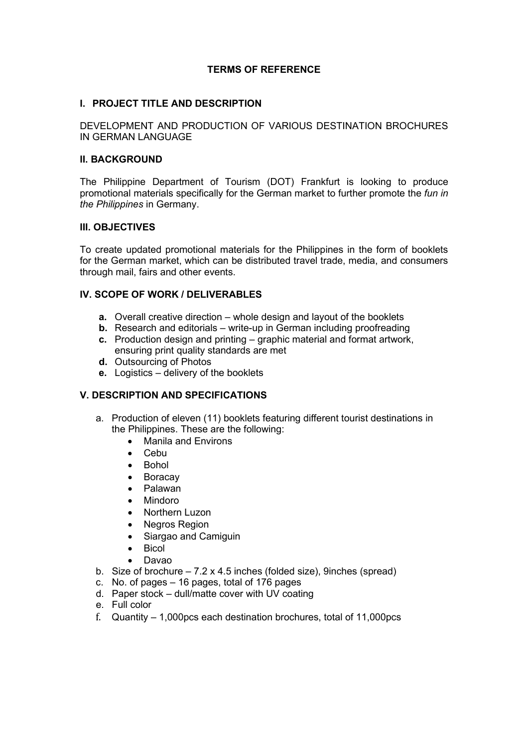# TERMS OF REFERENCE

## I. PROJECT TITLE AND DESCRIPTION

DEVELOPMENT AND PRODUCTION OF VARIOUS DESTINATION BROCHURES IN GERMAN LANGUAGE

## II. BACKGROUND

The Philippine Department of Tourism (DOT) Frankfurt is looking to produce promotional materials specifically for the German market to further promote the *fun in the Philippines* in Germany.

## III. OBJECTIVES

To create updated promotional materials for the Philippines in the form of booklets for the German market, which can be distributed travel trade, media, and consumers through mail, fairs and other events.

## IV. SCOPE OF WORK / DELIVERABLES

- **a.** Overall creative direction – whole design and layout of the booklets
- **b.** Research and editorials – write-up in German including proofreading
- **c.** Production design and printing – graphic material and format artwork, ensuring print quality standards are met
- **d.** Outsourcing of Photos
- **e.** Logistics – delivery of the booklets

## V. DESCRIPTION AND SPECIFICATIONS

a. Production of eleven (11) booklets featuring different tourist destinations in the Philippines. These are the following:
   - Manila and Environs
   - Cebu
   - Bohol
   - Boracay
   - Palawan
   - Mindoro
   - Northern Luzon
   - Negros Region
   - Siargao and Camiguin
   - Bicol
   - Davao

b. Size of brochure – 7.2 x 4.5 inches (folded size), 9inches (spread)

c. No. of pages – 16 pages, total of 176 pages

d. Paper stock – dull/matte cover with UV coating

e. Full color

f. Quantity – 1,000pcs each destination brochures, total of 11,000pcs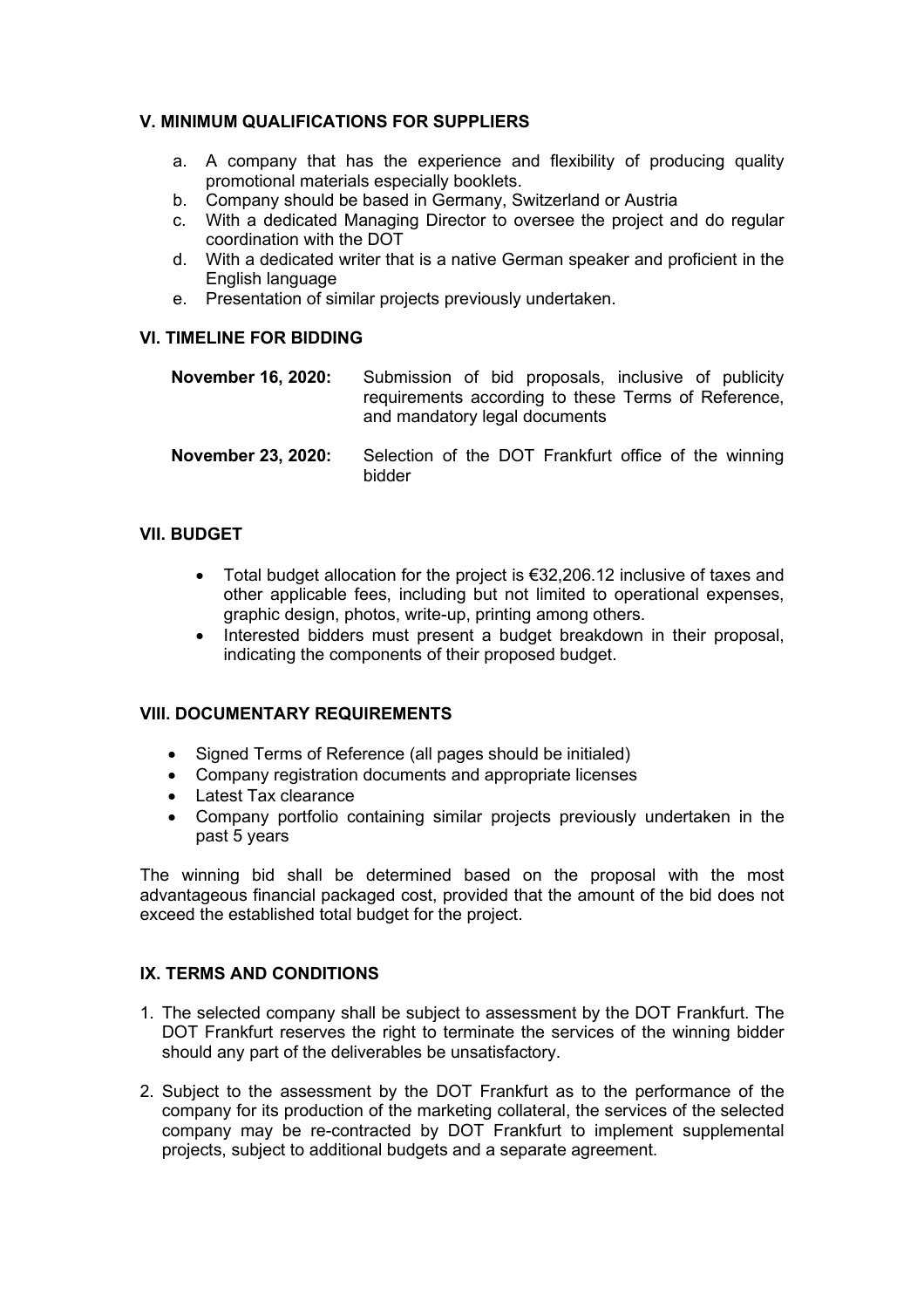### V. MINIMUM QUALIFICATIONS FOR SUPPLIERS

a. A company that has the experience and flexibility of producing quality promotional materials especially booklets.
b. Company should be based in Germany, Switzerland or Austria
c. With a dedicated Managing Director to oversee the project and do regular coordination with the DOT
d. With a dedicated writer that is a native German speaker and proficient in the English language
e. Presentation of similar projects previously undertaken.

### VI. TIMELINE FOR BIDDING

**November 16, 2020:** Submission of bid proposals, inclusive of publicity requirements according to these Terms of Reference, and mandatory legal documents

**November 23, 2020:** Selection of the DOT Frankfurt office of the winning bidder

### VII. BUDGET

- Total budget allocation for the project is €32,206.12 inclusive of taxes and other applicable fees, including but not limited to operational expenses, graphic design, photos, write-up, printing among others.
- Interested bidders must present a budget breakdown in their proposal, indicating the components of their proposed budget.

### VIII. DOCUMENTARY REQUIREMENTS

- Signed Terms of Reference (all pages should be initialed)
- Company registration documents and appropriate licenses
- Latest Tax clearance
- Company portfolio containing similar projects previously undertaken in the past 5 years

The winning bid shall be determined based on the proposal with the most advantageous financial packaged cost, provided that the amount of the bid does not exceed the established total budget for the project.

### IX. TERMS AND CONDITIONS

1. The selected company shall be subject to assessment by the DOT Frankfurt. The DOT Frankfurt reserves the right to terminate the services of the winning bidder should any part of the deliverables be unsatisfactory.

2. Subject to the assessment by the DOT Frankfurt as to the performance of the company for its production of the marketing collateral, the services of the selected company may be re-contracted by DOT Frankfurt to implement supplemental projects, subject to additional budgets and a separate agreement.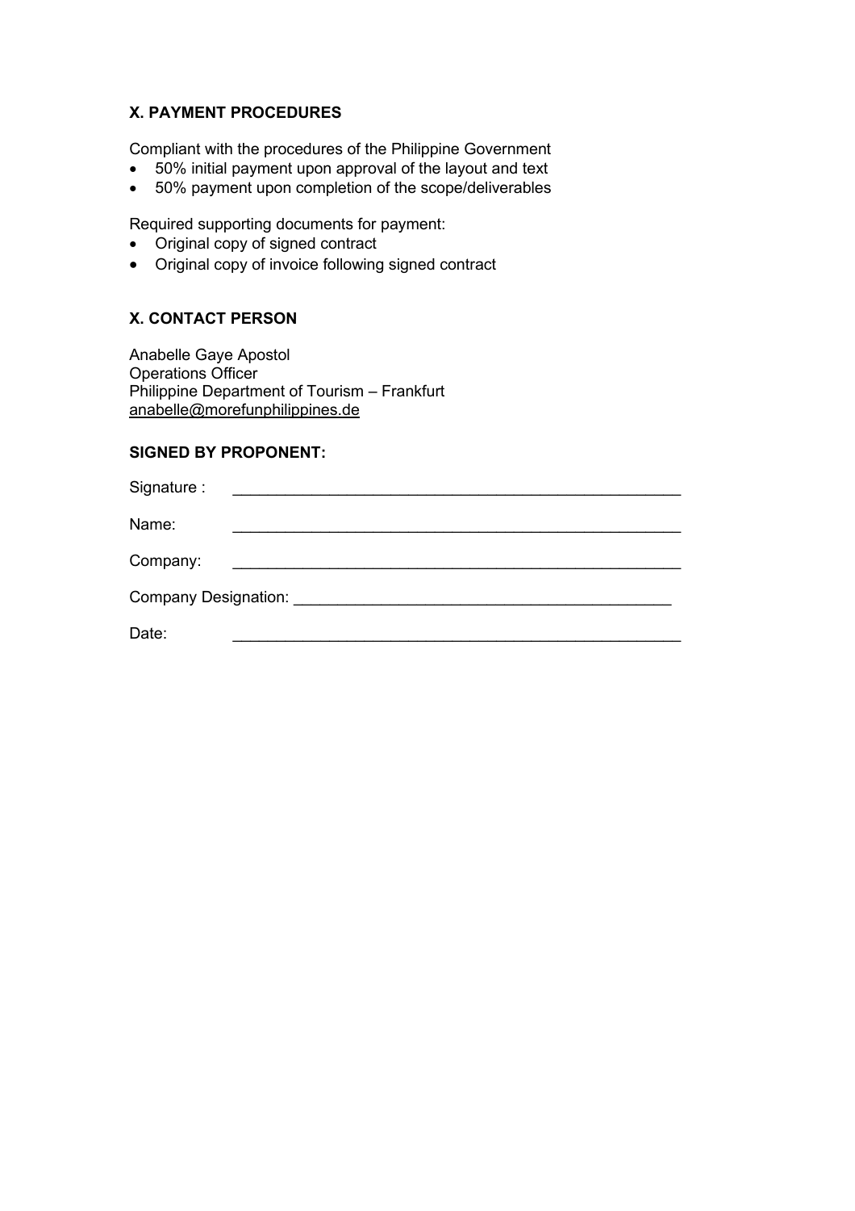## X. PAYMENT PROCEDURES

Compliant with the procedures of the Philippine Government

- 50% initial payment upon approval of the layout and text
- 50% payment upon completion of the scope/deliverables

Required supporting documents for payment:

- Original copy of signed contract
- Original copy of invoice following signed contract

## X. CONTACT PERSON

Anabelle Gaye Apostol
Operations Officer
Philippine Department of Tourism – Frankfurt
anabelle@morefunphilippines.de

**SIGNED BY PROPONENT:**

Signature : ____________________________________________________

Name: ____________________________________________________

Company: ____________________________________________________

Company Designation: ___________________________________________

Date: ____________________________________________________